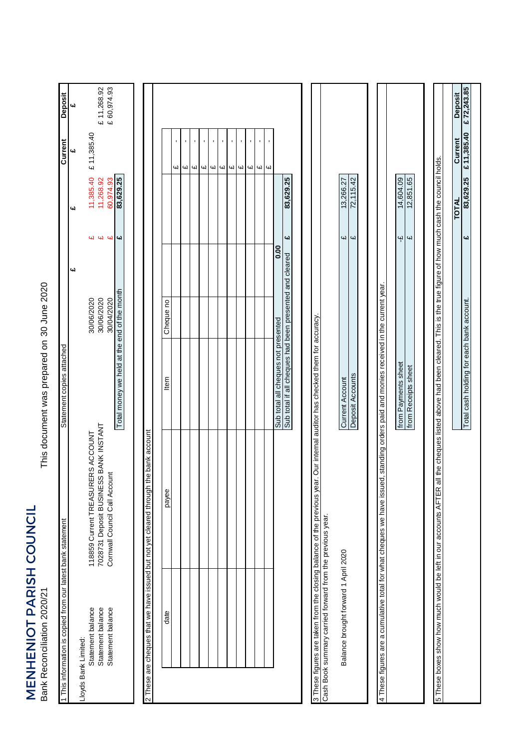# MENHENIOT PARISH COUNCIL

Bank Reconciliation 2020/21

This document was prepared on 30 June 2020

1 This information is copied from our latest bank statement — Statement copies attached

| | | | | £ | | Current £ | Deposit £ |
|---|---|---|---|---|---|---|---|
| Lloyds Bank Limited: | | | | | | | |
| Statement balance | 118859 Current TREASURERS ACCOUNT | 30/06/2020 | | £ | 11,385.40 | £ 11,385.40 | |
| Statement balance | 7028731 Deposit BUSINESS BANK INSTANT | 30/06/2020 | | £ | 11,268.92 | | £ 11,268.92 |
| Statement balance | Cornwall Council Call Account | 30/04/2020 | | £ | 60,974.93 | | £ 60,974.93 |
| | | Total money we held at the end of the month | | £ | 83,629.25 | | |

2 These are cheques that we have issued but not yet cleared through the bank account

| date | payee | Item | Cheque no | | | |
|---|---|---|---|---|---|---|
| | | | | | £ | - |
| | | | | | £ | - |
| | | | | | £ | - |
| | | | | | £ | - |
| | | | | | £ | - |
| | | | | | £ | - |
| | | | | | £ | - |
| | | | | | £ | - |
| | | | | | £ | - |
| | | Sub total all cheques not presented | | 0.00 | | |
| | | Sub total if all cheques had been presented and cleared | | £ | 83,629.25 | |

3 These figures are taken from the closing balance of the previous year. Our internal auditor has checked them for accuracy.
Cash Book summary carried forward from the previous year.

| | | | |
|---|---|---|---|
| Balance brought forward 1 April 2020 | Current Account | £ | 13,266.27 |
| | Deposit Accounts | £ | 72,115.42 |

4 These figures are a cumulative total for what cheques we have issued, standing orders paid and monies received in the current year.

| | | |
|---|---|---|
| from Payments sheet | -£ | 14,604.09 |
| from Receipts sheet | £ | 12,851.65 |

5 These boxes show how much would be left in our accounts AFTER all the cheques listed above had been cleared. This is the true figure of how much cash the council holds.

| | | TOTAL | Current | Deposit |
|---|---|---|---|---|
| Total cash holding for each bank account. | £ | 83,629.25 | £ 11,385.40 | £ 72,243.85 |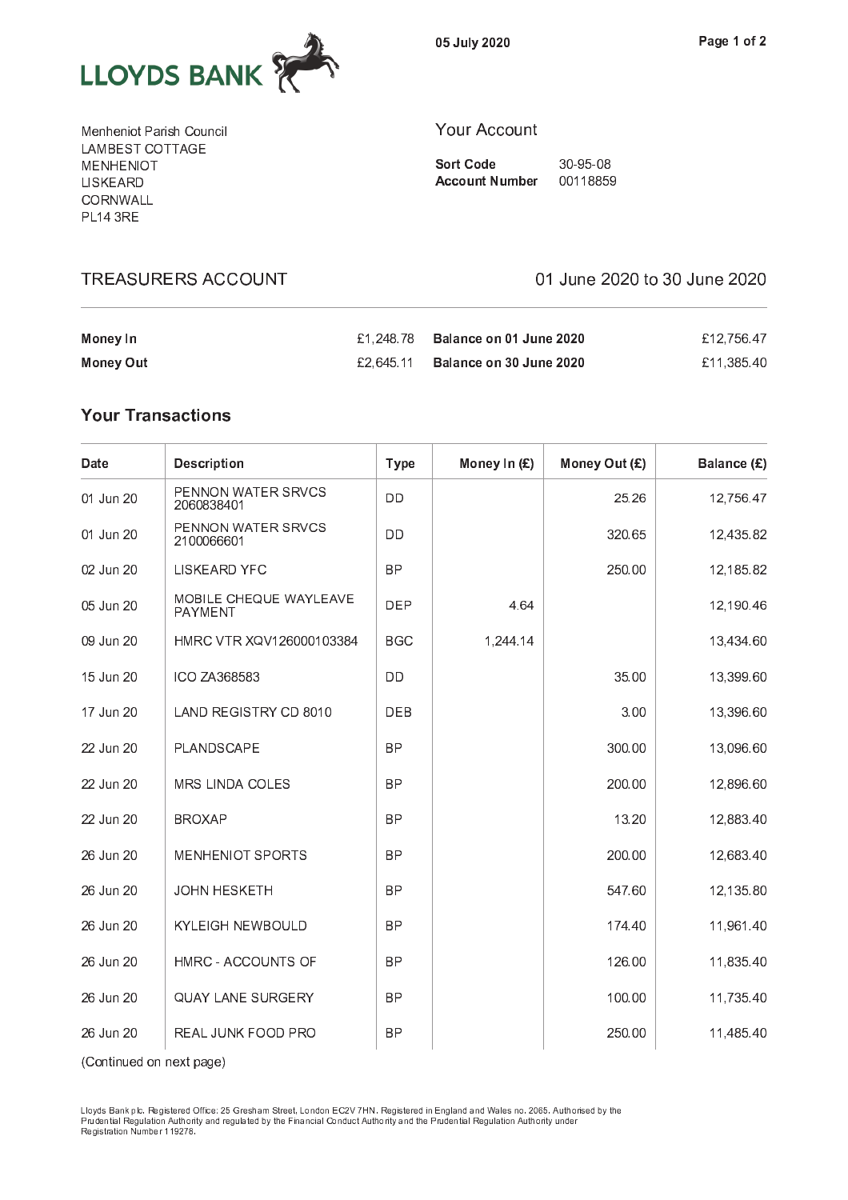LLOYDS BANK

05 July 2020

Menheniot Parish Council
LAMBEST COTTAGE
MENHENIOT
LISKEARD
CORNWALL
PL14 3RE

## Your Account

**Sort Code** 30-95-08
**Account Number** 00118859

## TREASURERS ACCOUNT

01 June 2020 to 30 June 2020

| | | | |
|---|---|---|---|
| **Money In** | £1,248.78 | **Balance on 01 June 2020** | £12,756.47 |
| **Money Out** | £2,645.11 | **Balance on 30 June 2020** | £11,385.40 |

## Your Transactions

| Date | Description | Type | Money In (£) | Money Out (£) | Balance (£) |
|---|---|---|---|---|---|
| 01 Jun 20 | PENNON WATER SRVCS 2060838401 | DD | | 25.26 | 12,756.47 |
| 01 Jun 20 | PENNON WATER SRVCS 2100066601 | DD | | 320.65 | 12,435.82 |
| 02 Jun 20 | LISKEARD YFC | BP | | 250.00 | 12,185.82 |
| 05 Jun 20 | MOBILE CHEQUE WAYLEAVE PAYMENT | DEP | 4.64 | | 12,190.46 |
| 09 Jun 20 | HMRC VTR XQV126000103384 | BGC | 1,244.14 | | 13,434.60 |
| 15 Jun 20 | ICO ZA368583 | DD | | 35.00 | 13,399.60 |
| 17 Jun 20 | LAND REGISTRY CD 8010 | DEB | | 3.00 | 13,396.60 |
| 22 Jun 20 | PLANDSCAPE | BP | | 300.00 | 13,096.60 |
| 22 Jun 20 | MRS LINDA COLES | BP | | 200.00 | 12,896.60 |
| 22 Jun 20 | BROXAP | BP | | 13.20 | 12,883.40 |
| 26 Jun 20 | MENHENIOT SPORTS | BP | | 200.00 | 12,683.40 |
| 26 Jun 20 | JOHN HESKETH | BP | | 547.60 | 12,135.80 |
| 26 Jun 20 | KYLEIGH NEWBOULD | BP | | 174.40 | 11,961.40 |
| 26 Jun 20 | HMRC - ACCOUNTS OF | BP | | 126.00 | 11,835.40 |
| 26 Jun 20 | QUAY LANE SURGERY | BP | | 100.00 | 11,735.40 |
| 26 Jun 20 | REAL JUNK FOOD PRO | BP | | 250.00 | 11,485.40 |

(Continued on next page)

Lloyds Bank plc. Registered Office: 25 Gresham Street, London EC2V 7HN. Registered in England and Wales no. 2065. Authorised by the Prudential Regulation Authority and regulated by the Financial Conduct Authority and the Prudential Regulation Authority under Registration Number 119278.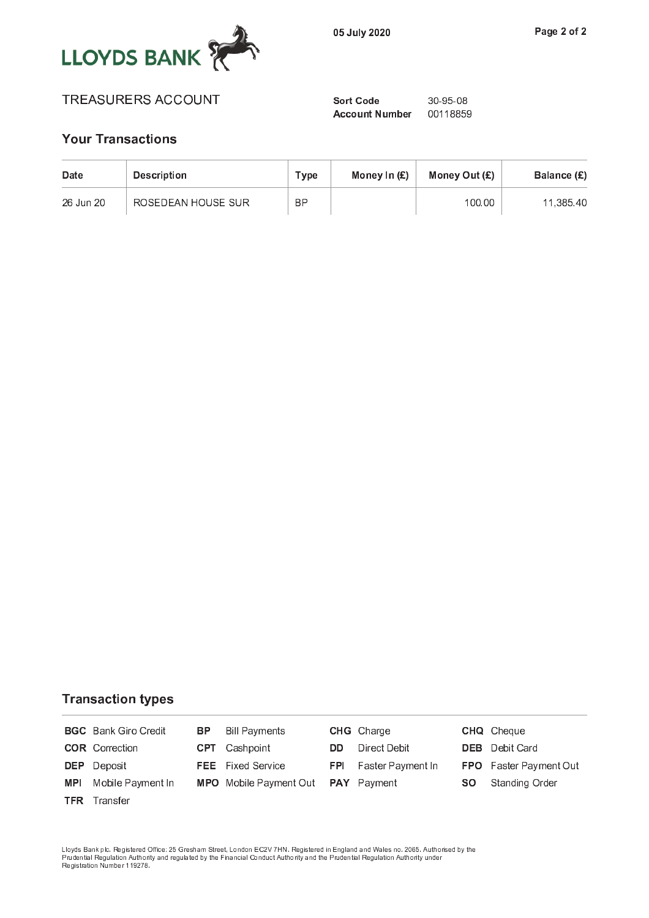LLOYDS BANK

05 July 2020

TREASURERS ACCOUNT

**Sort Code** 30-95-08
**Account Number** 00118859

## Your Transactions

| Date | Description | Type | Money In (£) | Money Out (£) | Balance (£) |
|---|---|---|---|---|---|
| 26 Jun 20 | ROSEDEAN HOUSE SUR | BP | | 100.00 | 11,385.40 |

## Transaction types

| | | | | | | | |
|---|---|---|---|---|---|---|---|
| **BGC** | Bank Giro Credit | **BP** | Bill Payments | **CHG** | Charge | **CHQ** | Cheque |
| **COR** | Correction | **CPT** | Cashpoint | **DD** | Direct Debit | **DEB** | Debit Card |
| **DEP** | Deposit | **FEE** | Fixed Service | **FPI** | Faster Payment In | **FPO** | Faster Payment Out |
| **MPI** | Mobile Payment In | **MPO** | Mobile Payment Out | **PAY** | Payment | **SO** | Standing Order |
| **TFR** | Transfer | | | | | | |

Lloyds Bank plc. Registered Office: 25 Gresham Street, London EC2V 7HN. Registered in England and Wales no. 2065. Authorised by the Prudential Regulation Authority and regulated by the Financial Conduct Authority and the Prudential Regulation Authority under Registration Number 119278.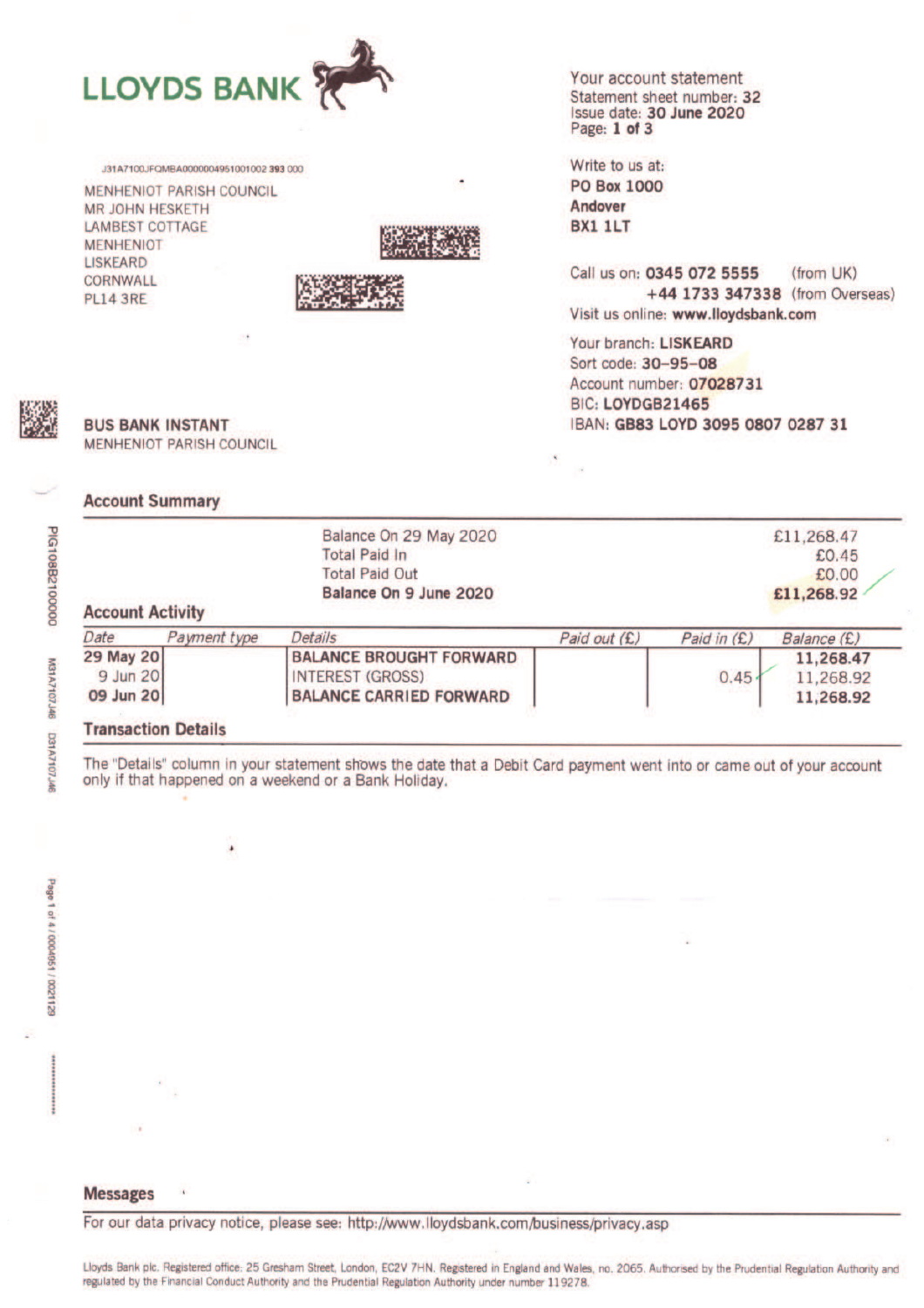# LLOYDS BANK

**Your account statement**
Statement sheet number: **32**
Issue date: **30 June 2020**
Page: **1 of 3**

J31A7100JFQMBA0000004951001002 393 000

MENHENIOT PARISH COUNCIL
MR JOHN HESKETH
LAMBEST COTTAGE
MENHENIOT
LISKEARD
CORNWALL
PL14 3RE

Write to us at:
**PO Box 1000**
**Andover**
**BX1 1LT**

Call us on: **0345 072 5555** (from UK)
**+44 1733 347338** (from Overseas)
Visit us online: **www.lloydsbank.com**

Your branch: **LISKEARD**
Sort code: **30-95-08**
Account number: **07028731**
BIC: **LOYDGB21465**
IBAN: **GB83 LOYD 3095 0807 0287 31**

**BUS BANK INSTANT**
MENHENIOT PARISH COUNCIL

## Account Summary

| | |
|---|---|
| Balance On 29 May 2020 | £11,268.47 |
| Total Paid In | £0.45 |
| Total Paid Out | £0.00 |
| **Balance On 9 June 2020** | **£11,268.92** |

## Account Activity

| *Date* | *Payment type* | *Details* | *Paid out (£)* | *Paid in (£)* | *Balance (£)* |
|---|---|---|---|---|---|
| **29 May 20** | | **BALANCE BROUGHT FORWARD** | | | **11,268.47** |
| 9 Jun 20 | | INTEREST (GROSS) | | 0.45 | 11,268.92 |
| **09 Jun 20** | | **BALANCE CARRIED FORWARD** | | | **11,268.92** |

## Transaction Details

The "Details" column in your statement shows the date that a Debit Card payment went into or came out of your account only if that happened on a weekend or a Bank Holiday.

## Messages

For our data privacy notice, please see: http://www.lloydsbank.com/business/privacy.asp

Lloyds Bank plc. Registered office: 25 Gresham Street, London, EC2V 7HN. Registered in England and Wales, no. 2065. Authorised by the Prudential Regulation Authority and regulated by the Financial Conduct Authority and the Prudential Regulation Authority under number 119278.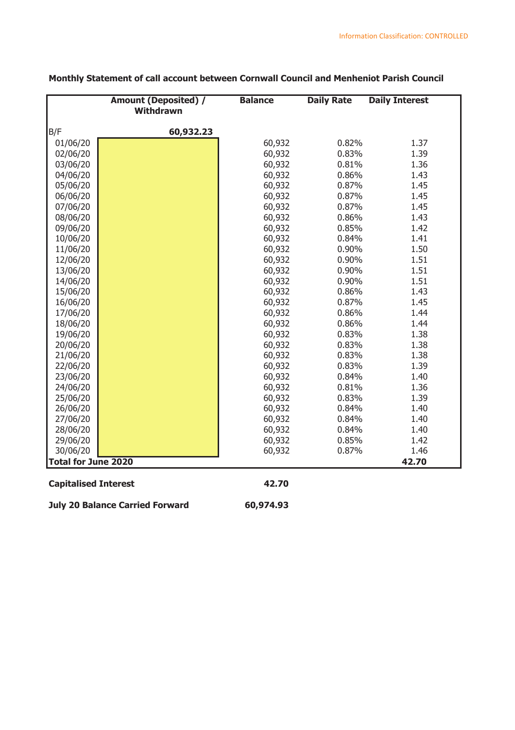Information Classification: CONTROLLED

**Monthly Statement of call account between Cornwall Council and Menheniot Parish Council**

| | Amount (Deposited) / Withdrawn | Balance | Daily Rate | Daily Interest |
|---|---|---|---|---|
| B/F | 60,932.23 | | | |
| 01/06/20 | | 60,932 | 0.82% | 1.37 |
| 02/06/20 | | 60,932 | 0.83% | 1.39 |
| 03/06/20 | | 60,932 | 0.81% | 1.36 |
| 04/06/20 | | 60,932 | 0.86% | 1.43 |
| 05/06/20 | | 60,932 | 0.87% | 1.45 |
| 06/06/20 | | 60,932 | 0.87% | 1.45 |
| 07/06/20 | | 60,932 | 0.87% | 1.45 |
| 08/06/20 | | 60,932 | 0.86% | 1.43 |
| 09/06/20 | | 60,932 | 0.85% | 1.42 |
| 10/06/20 | | 60,932 | 0.84% | 1.41 |
| 11/06/20 | | 60,932 | 0.90% | 1.50 |
| 12/06/20 | | 60,932 | 0.90% | 1.51 |
| 13/06/20 | | 60,932 | 0.90% | 1.51 |
| 14/06/20 | | 60,932 | 0.90% | 1.51 |
| 15/06/20 | | 60,932 | 0.86% | 1.43 |
| 16/06/20 | | 60,932 | 0.87% | 1.45 |
| 17/06/20 | | 60,932 | 0.86% | 1.44 |
| 18/06/20 | | 60,932 | 0.86% | 1.44 |
| 19/06/20 | | 60,932 | 0.83% | 1.38 |
| 20/06/20 | | 60,932 | 0.83% | 1.38 |
| 21/06/20 | | 60,932 | 0.83% | 1.38 |
| 22/06/20 | | 60,932 | 0.83% | 1.39 |
| 23/06/20 | | 60,932 | 0.84% | 1.40 |
| 24/06/20 | | 60,932 | 0.81% | 1.36 |
| 25/06/20 | | 60,932 | 0.83% | 1.39 |
| 26/06/20 | | 60,932 | 0.84% | 1.40 |
| 27/06/20 | | 60,932 | 0.84% | 1.40 |
| 28/06/20 | | 60,932 | 0.84% | 1.40 |
| 29/06/20 | | 60,932 | 0.85% | 1.42 |
| 30/06/20 | | 60,932 | 0.87% | 1.46 |
| **Total for June 2020** | | | | **42.70** |

**Capitalised Interest** **42.70**

**July 20 Balance Carried Forward** **60,974.93**